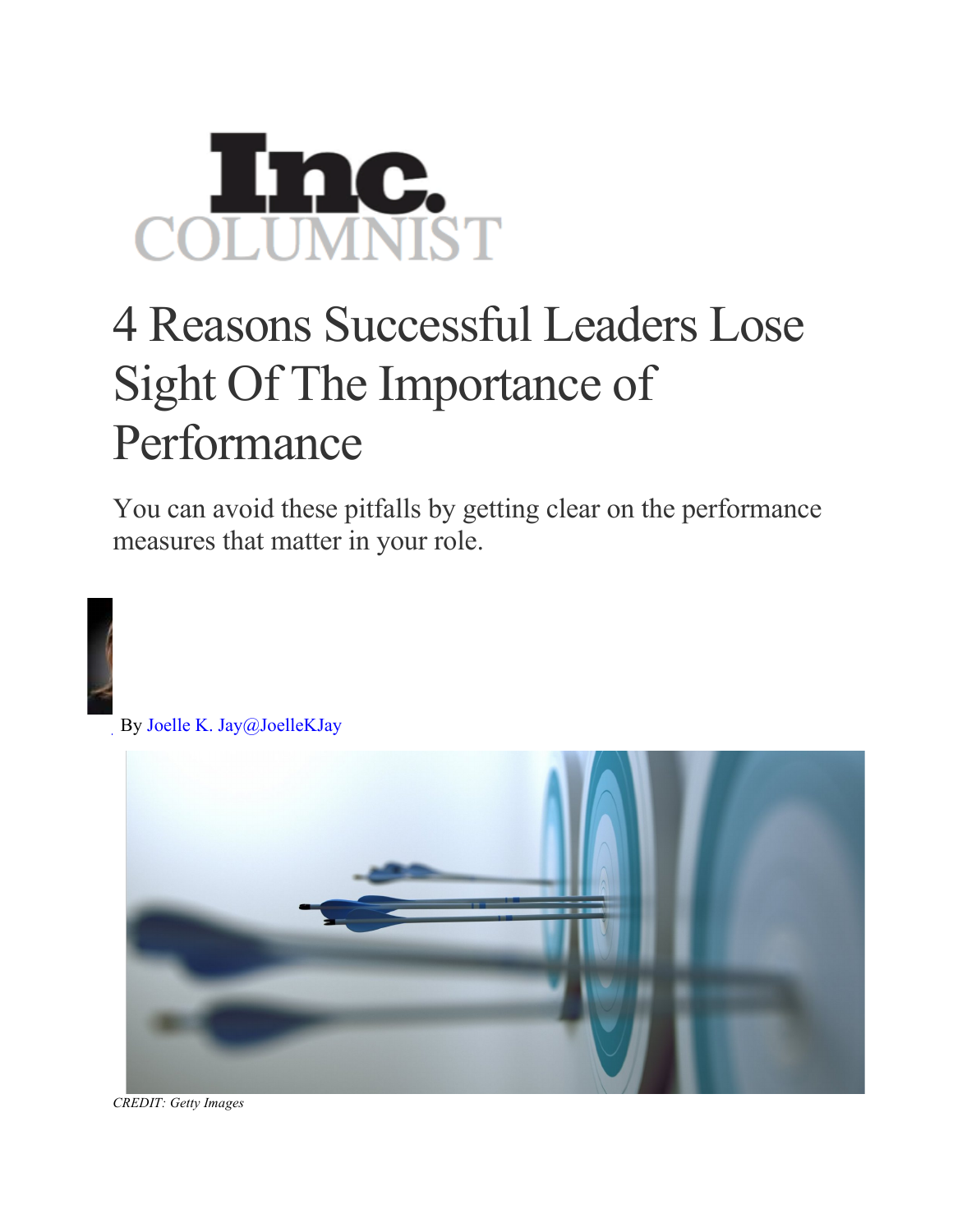Inc. COLUMNIST

# 4 Reasons Successful Leaders Lose Sight Of The Importance of Performance

You can avoid these pitfalls by getting clear on the performance measures that matter in your role.

By Joelle K. Jay@JoelleKJay

*CREDIT: Getty Images*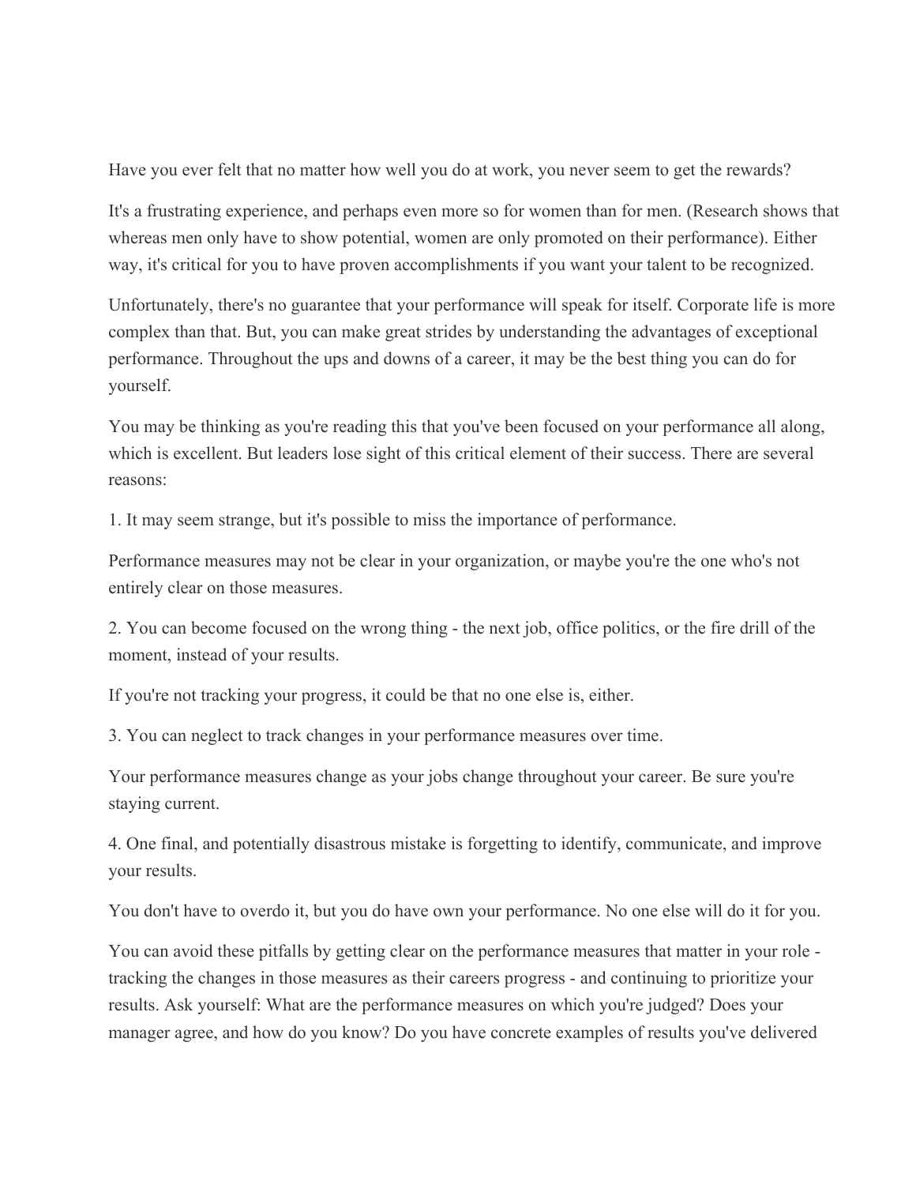Have you ever felt that no matter how well you do at work, you never seem to get the rewards?

It's a frustrating experience, and perhaps even more so for women than for men. (Research shows that whereas men only have to show potential, women are only promoted on their performance). Either way, it's critical for you to have proven accomplishments if you want your talent to be recognized.

Unfortunately, there's no guarantee that your performance will speak for itself. Corporate life is more complex than that. But, you can make great strides by understanding the advantages of exceptional performance. Throughout the ups and downs of a career, it may be the best thing you can do for yourself.

You may be thinking as you're reading this that you've been focused on your performance all along, which is excellent. But leaders lose sight of this critical element of their success. There are several reasons:

1. It may seem strange, but it's possible to miss the importance of performance.

Performance measures may not be clear in your organization, or maybe you're the one who's not entirely clear on those measures.

2. You can become focused on the wrong thing - the next job, office politics, or the fire drill of the moment, instead of your results.

If you're not tracking your progress, it could be that no one else is, either.

3. You can neglect to track changes in your performance measures over time.

Your performance measures change as your jobs change throughout your career. Be sure you're staying current.

4. One final, and potentially disastrous mistake is forgetting to identify, communicate, and improve your results.

You don't have to overdo it, but you do have own your performance. No one else will do it for you.

You can avoid these pitfalls by getting clear on the performance measures that matter in your role - tracking the changes in those measures as their careers progress - and continuing to prioritize your results. Ask yourself: What are the performance measures on which you're judged? Does your manager agree, and how do you know? Do you have concrete examples of results you've delivered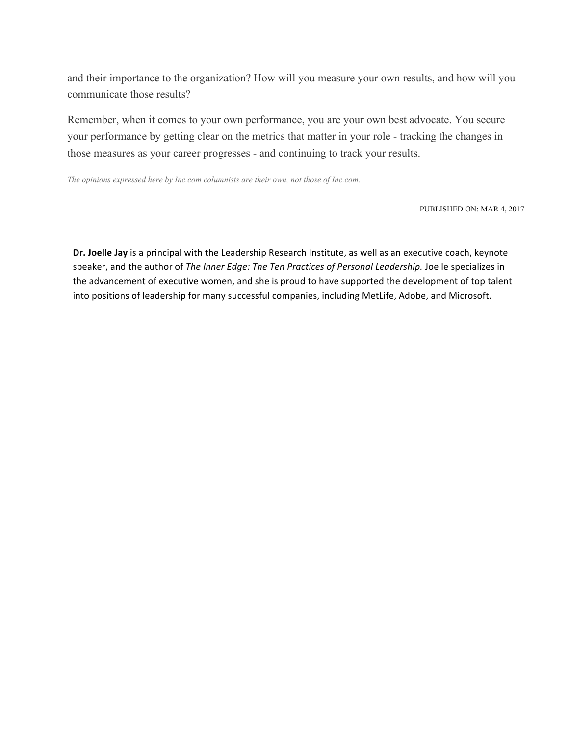and their importance to the organization? How will you measure your own results, and how will you communicate those results?

Remember, when it comes to your own performance, you are your own best advocate. You secure your performance by getting clear on the metrics that matter in your role - tracking the changes in those measures as your career progresses - and continuing to track your results.

*The opinions expressed here by Inc.com columnists are their own, not those of Inc.com.*

PUBLISHED ON: MAR 4, 2017

**Dr. Joelle Jay** is a principal with the Leadership Research Institute, as well as an executive coach, keynote speaker, and the author of *The Inner Edge: The Ten Practices of Personal Leadership.* Joelle specializes in the advancement of executive women, and she is proud to have supported the development of top talent into positions of leadership for many successful companies, including MetLife, Adobe, and Microsoft.